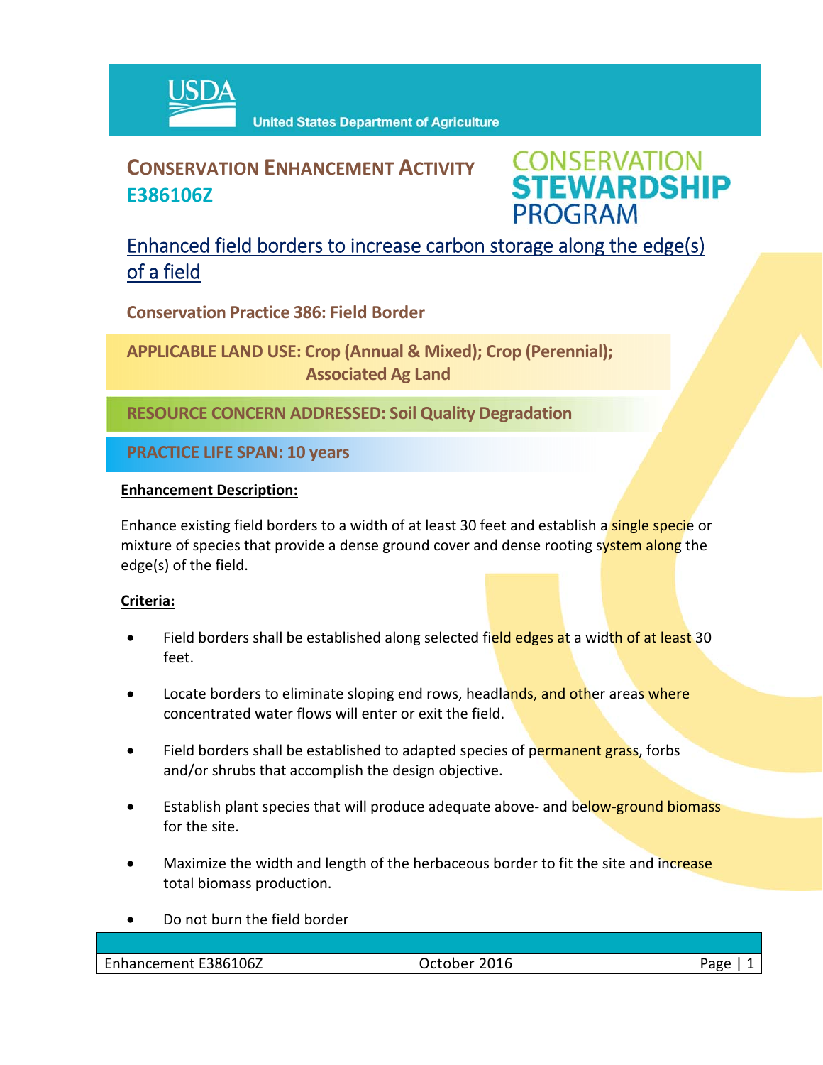USDA United States Department of Agriculture

# CONSERVATION ENHANCEMENT ACTIVITY

**E386106Z**

CONSERVATION STEWARDSHIP PROGRAM

## Enhanced field borders to increase carbon storage along the edge(s) of a field

**Conservation Practice 386: Field Border**

**APPLICABLE LAND USE: Crop (Annual & Mixed); Crop (Perennial); Associated Ag Land**

**RESOURCE CONCERN ADDRESSED: Soil Quality Degradation**

**PRACTICE LIFE SPAN: 10 years**

**Enhancement Description:**

Enhance existing field borders to a width of at least 30 feet and establish a single specie or mixture of species that provide a dense ground cover and dense rooting system along the edge(s) of the field.

**Criteria:**

- Field borders shall be established along selected field edges at a width of at least 30 feet.
- Locate borders to eliminate sloping end rows, headlands, and other areas where concentrated water flows will enter or exit the field.
- Field borders shall be established to adapted species of permanent grass, forbs and/or shrubs that accomplish the design objective.
- Establish plant species that will produce adequate above- and below-ground biomass for the site.
- Maximize the width and length of the herbaceous border to fit the site and increase total biomass production.
- Do not burn the field border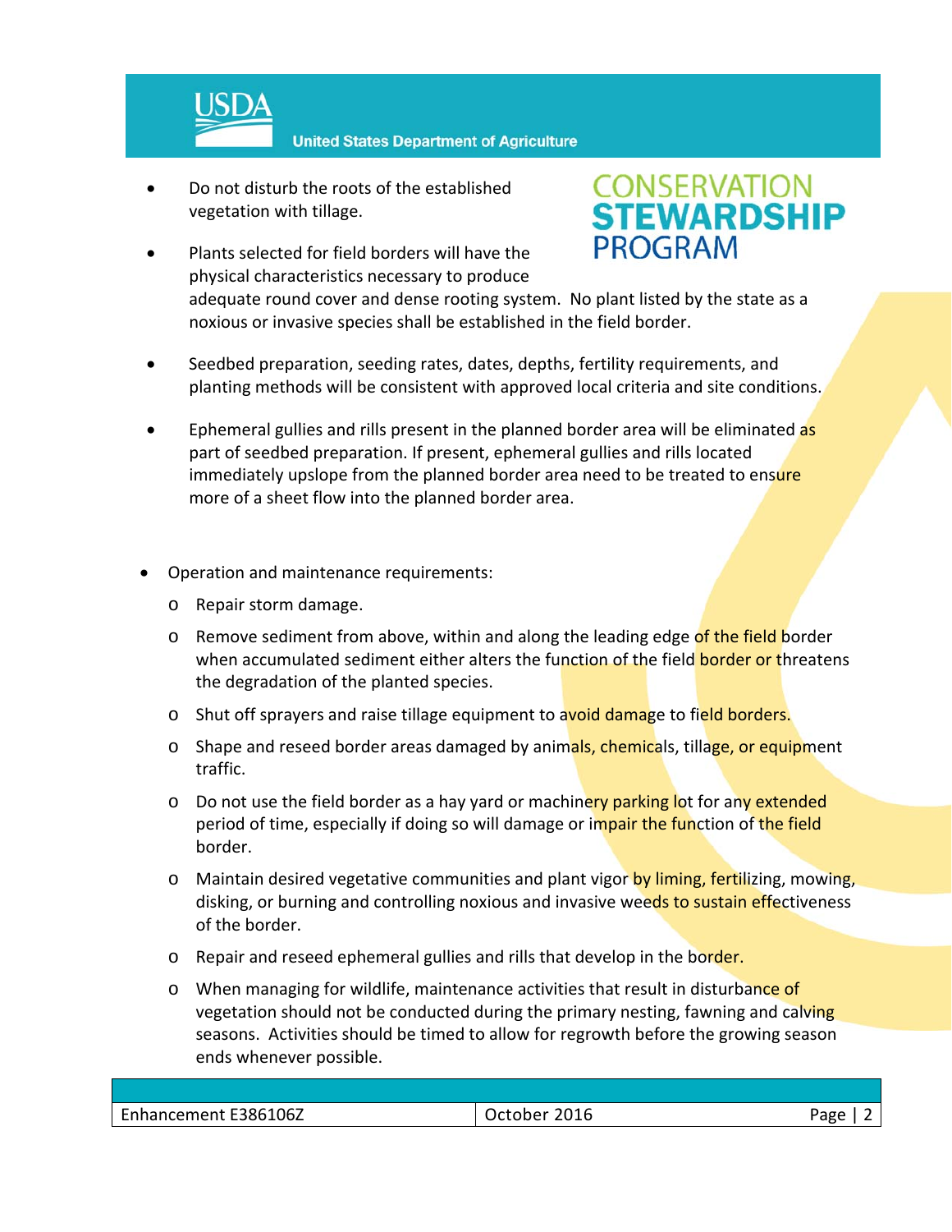- Do not disturb the roots of the established vegetation with tillage.

- Plants selected for field borders will have the physical characteristics necessary to produce adequate round cover and dense rooting system. No plant listed by the state as a noxious or invasive species shall be established in the field border.

- Seedbed preparation, seeding rates, dates, depths, fertility requirements, and planting methods will be consistent with approved local criteria and site conditions.

- Ephemeral gullies and rills present in the planned border area will be eliminated as part of seedbed preparation. If present, ephemeral gullies and rills located immediately upslope from the planned border area need to be treated to ensure more of a sheet flow into the planned border area.

- Operation and maintenance requirements:
  - Repair storm damage.
  - Remove sediment from above, within and along the leading edge of the field border when accumulated sediment either alters the function of the field border or threatens the degradation of the planted species.
  - Shut off sprayers and raise tillage equipment to avoid damage to field borders.
  - Shape and reseed border areas damaged by animals, chemicals, tillage, or equipment traffic.
  - Do not use the field border as a hay yard or machinery parking lot for any extended period of time, especially if doing so will damage or impair the function of the field border.
  - Maintain desired vegetative communities and plant vigor by liming, fertilizing, mowing, disking, or burning and controlling noxious and invasive weeds to sustain effectiveness of the border.
  - Repair and reseed ephemeral gullies and rills that develop in the border.
  - When managing for wildlife, maintenance activities that result in disturbance of vegetation should not be conducted during the primary nesting, fawning and calving seasons. Activities should be timed to allow for regrowth before the growing season ends whenever possible.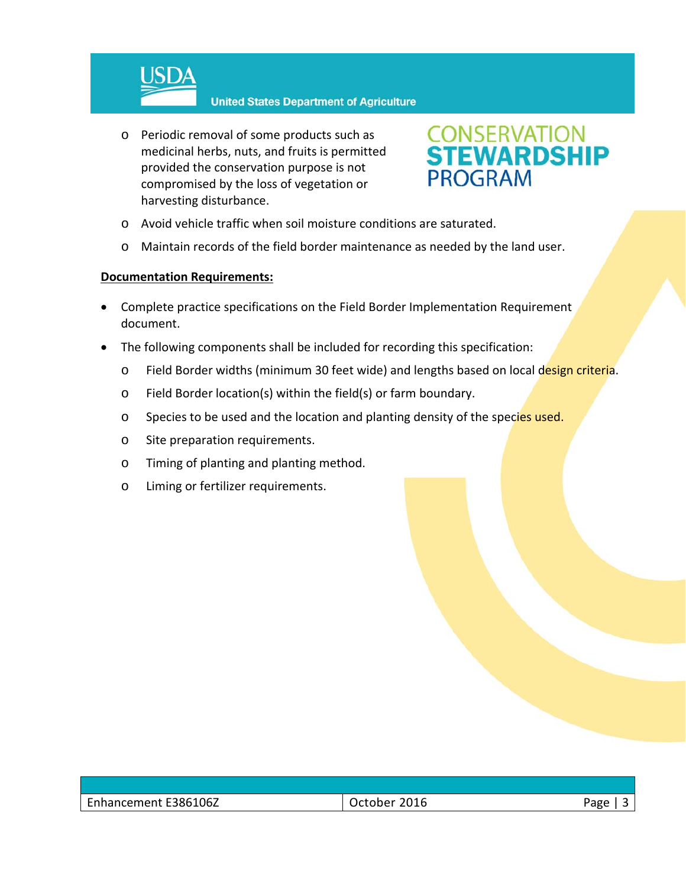- Periodic removal of some products such as medicinal herbs, nuts, and fruits is permitted provided the conservation purpose is not compromised by the loss of vegetation or harvesting disturbance.
- Avoid vehicle traffic when soil moisture conditions are saturated.
- Maintain records of the field border maintenance as needed by the land user.

**Documentation Requirements:**

- Complete practice specifications on the Field Border Implementation Requirement document.
- The following components shall be included for recording this specification:
  - Field Border widths (minimum 30 feet wide) and lengths based on local design criteria.
  - Field Border location(s) within the field(s) or farm boundary.
  - Species to be used and the location and planting density of the species used.
  - Site preparation requirements.
  - Timing of planting and planting method.
  - Liming or fertilizer requirements.